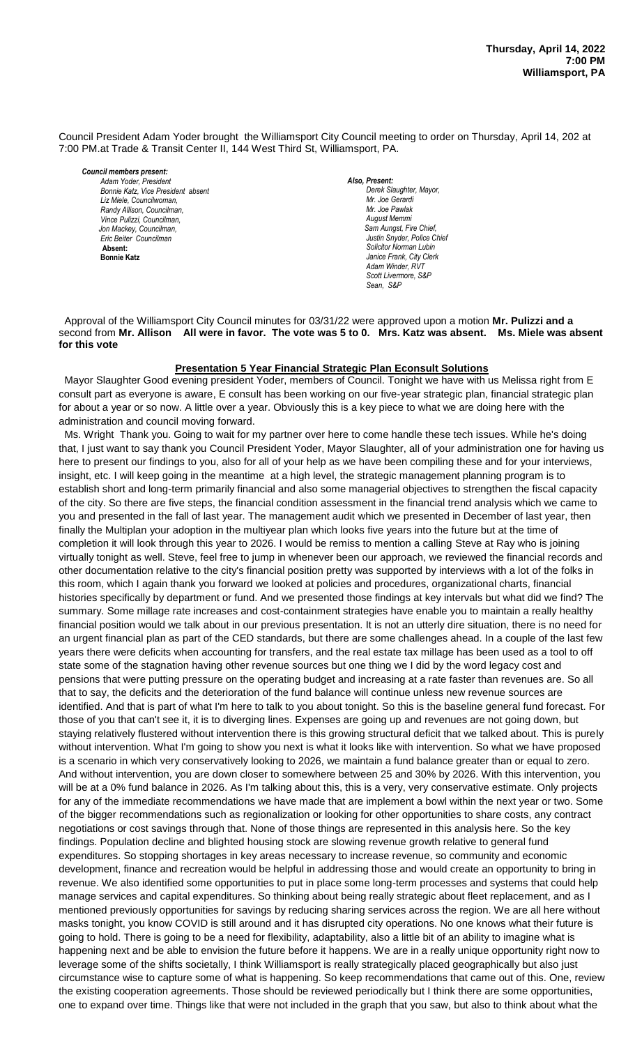**Thursday, April 14, 2022**
**7:00 PM**
**Williamsport, PA**

Council President Adam Yoder brought the Williamsport City Council meeting to order on Thursday, April 14, 202 at 7:00 PM.at Trade & Transit Center II, 144 West Third St, Williamsport, PA.

***Council members present:***
*Adam Yoder, President*
*Bonnie Katz, Vice President absent*
*Liz Miele, Councilwoman,*
*Randy Allison, Councilman,*
*Vince Pulizzi, Councilman,*
*Jon Mackey, Councilman,*
*Eric Beiter Councilman*
**Absent:**
**Bonnie Katz**

***Also, Present:***
*Derek Slaughter, Mayor,*
*Mr. Joe Gerardi*
*Mr. Joe Pawlak*
*August Memmi*
*Sam Aungst, Fire Chief,*
*Justin Snyder, Police Chief*
*Solicitor Norman Lubin*
*Janice Frank, City Clerk*
*Adam Winder, RVT*
*Scott Livermore, S&P*
*Sean, S&P*

Approval of the Williamsport City Council minutes for 03/31/22 were approved upon a motion **Mr. Pulizzi and a** second from **Mr. Allison All were in favor. The vote was 5 to 0. Mrs. Katz was absent. Ms. Miele was absent for this vote**

**Presentation 5 Year Financial Strategic Plan Econsult Solutions**

Mayor Slaughter Good evening president Yoder, members of Council. Tonight we have with us Melissa right from E consult part as everyone is aware, E consult has been working on our five-year strategic plan, financial strategic plan for about a year or so now. A little over a year. Obviously this is a key piece to what we are doing here with the administration and council moving forward.

Ms. Wright Thank you. Going to wait for my partner over here to come handle these tech issues. While he's doing that, I just want to say thank you Council President Yoder, Mayor Slaughter, all of your administration one for having us here to present our findings to you, also for all of your help as we have been compiling these and for your interviews, insight, etc. I will keep going in the meantime at a high level, the strategic management planning program is to establish short and long-term primarily financial and also some managerial objectives to strengthen the fiscal capacity of the city. So there are five steps, the financial condition assessment in the financial trend analysis which we came to you and presented in the fall of last year. The management audit which we presented in December of last year, then finally the Multiplan your adoption in the multiyear plan which looks five years into the future but at the time of completion it will look through this year to 2026. I would be remiss to mention a calling Steve at Ray who is joining virtually tonight as well. Steve, feel free to jump in whenever been our approach, we reviewed the financial records and other documentation relative to the city's financial position pretty was supported by interviews with a lot of the folks in this room, which I again thank you forward we looked at policies and procedures, organizational charts, financial histories specifically by department or fund. And we presented those findings at key intervals but what did we find? The summary. Some millage rate increases and cost-containment strategies have enable you to maintain a really healthy financial position would we talk about in our previous presentation. It is not an utterly dire situation, there is no need for an urgent financial plan as part of the CED standards, but there are some challenges ahead. In a couple of the last few years there were deficits when accounting for transfers, and the real estate tax millage has been used as a tool to off state some of the stagnation having other revenue sources but one thing we I did by the word legacy cost and pensions that were putting pressure on the operating budget and increasing at a rate faster than revenues are. So all that to say, the deficits and the deterioration of the fund balance will continue unless new revenue sources are identified. And that is part of what I'm here to talk to you about tonight. So this is the baseline general fund forecast. For those of you that can't see it, it is to diverging lines. Expenses are going up and revenues are not going down, but staying relatively flustered without intervention there is this growing structural deficit that we talked about. This is purely without intervention. What I'm going to show you next is what it looks like with intervention. So what we have proposed is a scenario in which very conservatively looking to 2026, we maintain a fund balance greater than or equal to zero. And without intervention, you are down closer to somewhere between 25 and 30% by 2026. With this intervention, you will be at a 0% fund balance in 2026. As I'm talking about this, this is a very, very conservative estimate. Only projects for any of the immediate recommendations we have made that are implement a bowl within the next year or two. Some of the bigger recommendations such as regionalization or looking for other opportunities to share costs, any contract negotiations or cost savings through that. None of those things are represented in this analysis here. So the key findings. Population decline and blighted housing stock are slowing revenue growth relative to general fund expenditures. So stopping shortages in key areas necessary to increase revenue, so community and economic development, finance and recreation would be helpful in addressing those and would create an opportunity to bring in revenue. We also identified some opportunities to put in place some long-term processes and systems that could help manage services and capital expenditures. So thinking about being really strategic about fleet replacement, and as I mentioned previously opportunities for savings by reducing sharing services across the region. We are all here without masks tonight, you know COVID is still around and it has disrupted city operations. No one knows what their future is going to hold. There is going to be a need for flexibility, adaptability, also a little bit of an ability to imagine what is happening next and be able to envision the future before it happens. We are in a really unique opportunity right now to leverage some of the shifts societally, I think Williamsport is really strategically placed geographically but also just circumstance wise to capture some of what is happening. So keep recommendations that came out of this. One, review the existing cooperation agreements. Those should be reviewed periodically but I think there are some opportunities, one to expand over time. Things like that were not included in the graph that you saw, but also to think about what the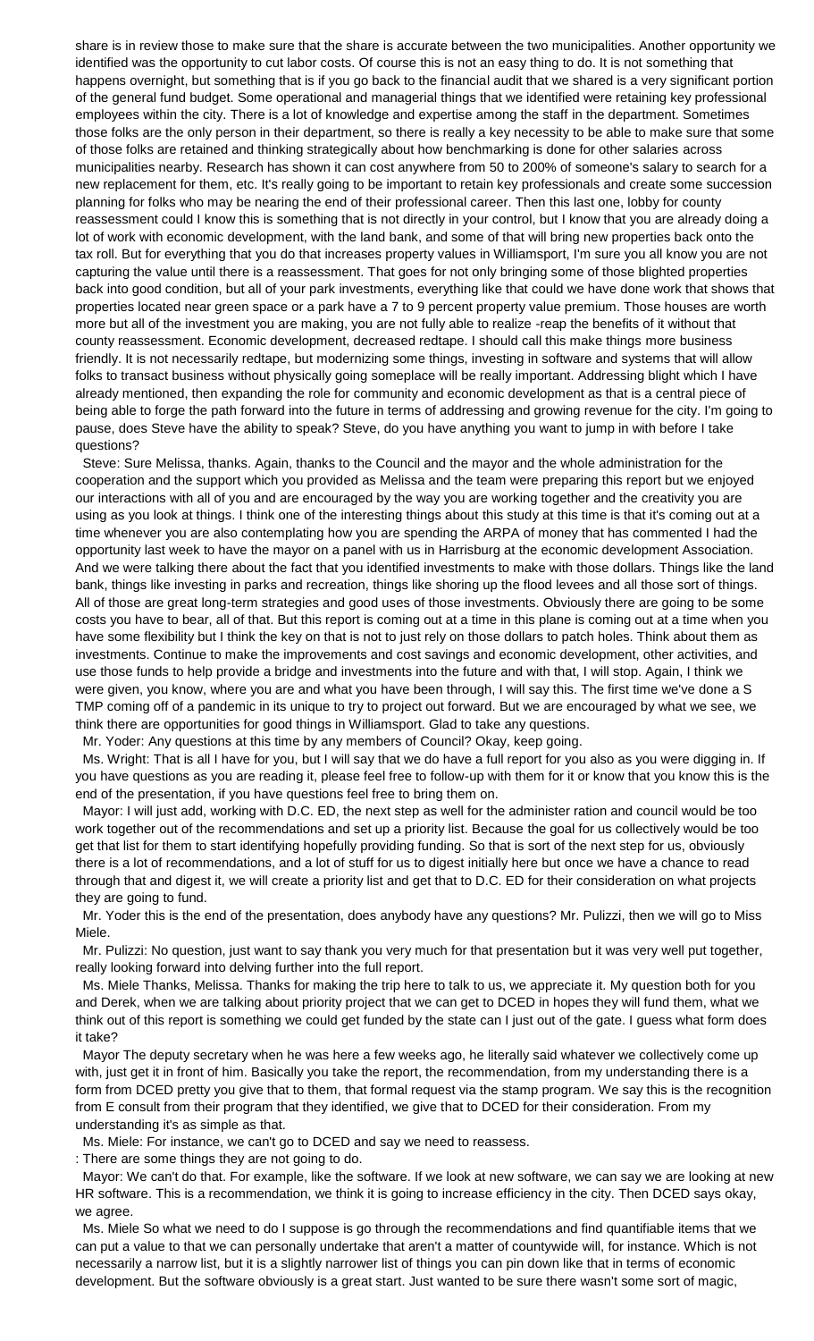share is in review those to make sure that the share is accurate between the two municipalities. Another opportunity we identified was the opportunity to cut labor costs. Of course this is not an easy thing to do. It is not something that happens overnight, but something that is if you go back to the financial audit that we shared is a very significant portion of the general fund budget. Some operational and managerial things that we identified were retaining key professional employees within the city. There is a lot of knowledge and expertise among the staff in the department. Sometimes those folks are the only person in their department, so there is really a key necessity to be able to make sure that some of those folks are retained and thinking strategically about how benchmarking is done for other salaries across municipalities nearby. Research has shown it can cost anywhere from 50 to 200% of someone's salary to search for a new replacement for them, etc. It's really going to be important to retain key professionals and create some succession planning for folks who may be nearing the end of their professional career. Then this last one, lobby for county reassessment could I know this is something that is not directly in your control, but I know that you are already doing a lot of work with economic development, with the land bank, and some of that will bring new properties back onto the tax roll. But for everything that you do that increases property values in Williamsport, I'm sure you all know you are not capturing the value until there is a reassessment. That goes for not only bringing some of those blighted properties back into good condition, but all of your park investments, everything like that could we have done work that shows that properties located near green space or a park have a 7 to 9 percent property value premium. Those houses are worth more but all of the investment you are making, you are not fully able to realize -reap the benefits of it without that county reassessment. Economic development, decreased redtape. I should call this make things more business friendly. It is not necessarily redtape, but modernizing some things, investing in software and systems that will allow folks to transact business without physically going someplace will be really important. Addressing blight which I have already mentioned, then expanding the role for community and economic development as that is a central piece of being able to forge the path forward into the future in terms of addressing and growing revenue for the city. I'm going to pause, does Steve have the ability to speak? Steve, do you have anything you want to jump in with before I take questions?

Steve: Sure Melissa, thanks. Again, thanks to the Council and the mayor and the whole administration for the cooperation and the support which you provided as Melissa and the team were preparing this report but we enjoyed our interactions with all of you and are encouraged by the way you are working together and the creativity you are using as you look at things. I think one of the interesting things about this study at this time is that it's coming out at a time whenever you are also contemplating how you are spending the ARPA of money that has commented I had the opportunity last week to have the mayor on a panel with us in Harrisburg at the economic development Association. And we were talking there about the fact that you identified investments to make with those dollars. Things like the land bank, things like investing in parks and recreation, things like shoring up the flood levees and all those sort of things. All of those are great long-term strategies and good uses of those investments. Obviously there are going to be some costs you have to bear, all of that. But this report is coming out at a time in this plane is coming out at a time when you have some flexibility but I think the key on that is not to just rely on those dollars to patch holes. Think about them as investments. Continue to make the improvements and cost savings and economic development, other activities, and use those funds to help provide a bridge and investments into the future and with that, I will stop. Again, I think we were given, you know, where you are and what you have been through, I will say this. The first time we've done a S TMP coming off of a pandemic in its unique to try to project out forward. But we are encouraged by what we see, we think there are opportunities for good things in Williamsport. Glad to take any questions.

Mr. Yoder: Any questions at this time by any members of Council? Okay, keep going.

Ms. Wright: That is all I have for you, but I will say that we do have a full report for you also as you were digging in. If you have questions as you are reading it, please feel free to follow-up with them for it or know that you know this is the end of the presentation, if you have questions feel free to bring them on.

Mayor: I will just add, working with D.C. ED, the next step as well for the administer ration and council would be too work together out of the recommendations and set up a priority list. Because the goal for us collectively would be too get that list for them to start identifying hopefully providing funding. So that is sort of the next step for us, obviously there is a lot of recommendations, and a lot of stuff for us to digest initially here but once we have a chance to read through that and digest it, we will create a priority list and get that to D.C. ED for their consideration on what projects they are going to fund.

Mr. Yoder this is the end of the presentation, does anybody have any questions? Mr. Pulizzi, then we will go to Miss Miele.

Mr. Pulizzi: No question, just want to say thank you very much for that presentation but it was very well put together, really looking forward into delving further into the full report.

Ms. Miele Thanks, Melissa. Thanks for making the trip here to talk to us, we appreciate it. My question both for you and Derek, when we are talking about priority project that we can get to DCED in hopes they will fund them, what we think out of this report is something we could get funded by the state can I just out of the gate. I guess what form does it take?

Mayor The deputy secretary when he was here a few weeks ago, he literally said whatever we collectively come up with, just get it in front of him. Basically you take the report, the recommendation, from my understanding there is a form from DCED pretty you give that to them, that formal request via the stamp program. We say this is the recognition from E consult from their program that they identified, we give that to DCED for their consideration. From my understanding it's as simple as that.

Ms. Miele: For instance, we can't go to DCED and say we need to reassess.

: There are some things they are not going to do.

Mayor: We can't do that. For example, like the software. If we look at new software, we can say we are looking at new HR software. This is a recommendation, we think it is going to increase efficiency in the city. Then DCED says okay, we agree.

Ms. Miele So what we need to do I suppose is go through the recommendations and find quantifiable items that we can put a value to that we can personally undertake that aren't a matter of countywide will, for instance. Which is not necessarily a narrow list, but it is a slightly narrower list of things you can pin down like that in terms of economic development. But the software obviously is a great start. Just wanted to be sure there wasn't some sort of magic,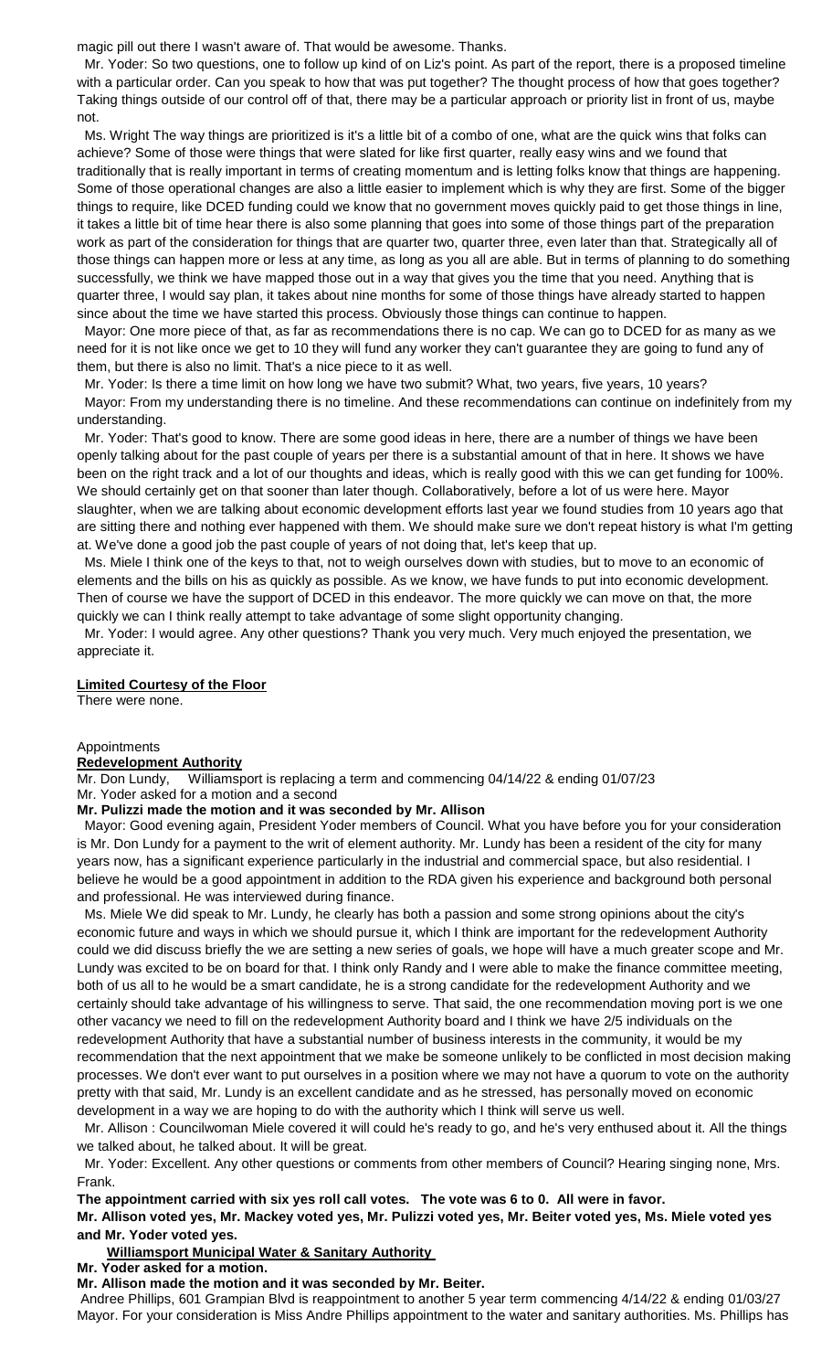magic pill out there I wasn't aware of. That would be awesome. Thanks.

Mr. Yoder: So two questions, one to follow up kind of on Liz's point. As part of the report, there is a proposed timeline with a particular order. Can you speak to how that was put together? The thought process of how that goes together? Taking things outside of our control off of that, there may be a particular approach or priority list in front of us, maybe not.

Ms. Wright The way things are prioritized is it's a little bit of a combo of one, what are the quick wins that folks can achieve? Some of those were things that were slated for like first quarter, really easy wins and we found that traditionally that is really important in terms of creating momentum and is letting folks know that things are happening. Some of those operational changes are also a little easier to implement which is why they are first. Some of the bigger things to require, like DCED funding could we know that no government moves quickly paid to get those things in line, it takes a little bit of time hear there is also some planning that goes into some of those things part of the preparation work as part of the consideration for things that are quarter two, quarter three, even later than that. Strategically all of those things can happen more or less at any time, as long as you all are able. But in terms of planning to do something successfully, we think we have mapped those out in a way that gives you the time that you need. Anything that is quarter three, I would say plan, it takes about nine months for some of those things have already started to happen since about the time we have started this process. Obviously those things can continue to happen.

Mayor: One more piece of that, as far as recommendations there is no cap. We can go to DCED for as many as we need for it is not like once we get to 10 they will fund any worker they can't guarantee they are going to fund any of them, but there is also no limit. That's a nice piece to it as well.

Mr. Yoder: Is there a time limit on how long we have two submit? What, two years, five years, 10 years?

Mayor: From my understanding there is no timeline. And these recommendations can continue on indefinitely from my understanding.

Mr. Yoder: That's good to know. There are some good ideas in here, there are a number of things we have been openly talking about for the past couple of years per there is a substantial amount of that in here. It shows we have been on the right track and a lot of our thoughts and ideas, which is really good with this we can get funding for 100%. We should certainly get on that sooner than later though. Collaboratively, before a lot of us were here. Mayor slaughter, when we are talking about economic development efforts last year we found studies from 10 years ago that are sitting there and nothing ever happened with them. We should make sure we don't repeat history is what I'm getting at. We've done a good job the past couple of years of not doing that, let's keep that up.

Ms. Miele I think one of the keys to that, not to weigh ourselves down with studies, but to move to an economic of elements and the bills on his as quickly as possible. As we know, we have funds to put into economic development. Then of course we have the support of DCED in this endeavor. The more quickly we can move on that, the more quickly we can I think really attempt to take advantage of some slight opportunity changing.

Mr. Yoder: I would agree. Any other questions? Thank you very much. Very much enjoyed the presentation, we appreciate it.

**Limited Courtesy of the Floor**

There were none.

Appointments

**Redevelopment Authority**

Mr. Don Lundy, Williamsport is replacing a term and commencing 04/14/22 & ending 01/07/23

Mr. Yoder asked for a motion and a second

**Mr. Pulizzi made the motion and it was seconded by Mr. Allison**

Mayor: Good evening again, President Yoder members of Council. What you have before you for your consideration is Mr. Don Lundy for a payment to the writ of element authority. Mr. Lundy has been a resident of the city for many years now, has a significant experience particularly in the industrial and commercial space, but also residential. I believe he would be a good appointment in addition to the RDA given his experience and background both personal and professional. He was interviewed during finance.

Ms. Miele We did speak to Mr. Lundy, he clearly has both a passion and some strong opinions about the city's economic future and ways in which we should pursue it, which I think are important for the redevelopment Authority could we did discuss briefly the we are setting a new series of goals, we hope will have a much greater scope and Mr. Lundy was excited to be on board for that. I think only Randy and I were able to make the finance committee meeting, both of us all to he would be a smart candidate, he is a strong candidate for the redevelopment Authority and we certainly should take advantage of his willingness to serve. That said, the one recommendation moving port is we one other vacancy we need to fill on the redevelopment Authority board and I think we have 2/5 individuals on the redevelopment Authority that have a substantial number of business interests in the community, it would be my recommendation that the next appointment that we make be someone unlikely to be conflicted in most decision making processes. We don't ever want to put ourselves in a position where we may not have a quorum to vote on the authority pretty with that said, Mr. Lundy is an excellent candidate and as he stressed, has personally moved on economic development in a way we are hoping to do with the authority which I think will serve us well.

Mr. Allison : Councilwoman Miele covered it will could he's ready to go, and he's very enthused about it. All the things we talked about, he talked about. It will be great.

Mr. Yoder: Excellent. Any other questions or comments from other members of Council? Hearing singing none, Mrs. Frank.

**The appointment carried with six yes roll call votes. The vote was 6 to 0. All were in favor.**

**Mr. Allison voted yes, Mr. Mackey voted yes, Mr. Pulizzi voted yes, Mr. Beiter voted yes, Ms. Miele voted yes and Mr. Yoder voted yes.**

**Williamsport Municipal Water & Sanitary Authority**

**Mr. Yoder asked for a motion.**

**Mr. Allison made the motion and it was seconded by Mr. Beiter.**

Andree Phillips, 601 Grampian Blvd is reappointment to another 5 year term commencing 4/14/22 & ending 01/03/27

Mayor. For your consideration is Miss Andre Phillips appointment to the water and sanitary authorities. Ms. Phillips has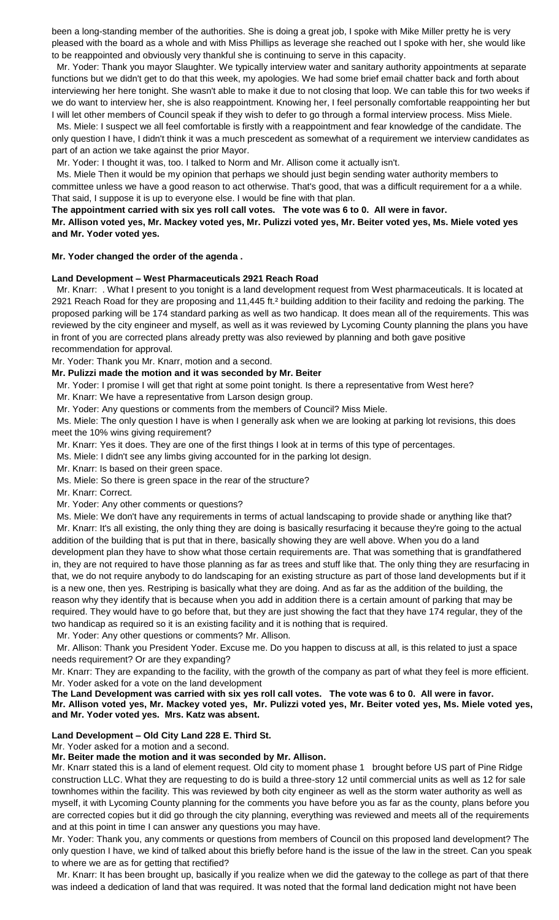been a long-standing member of the authorities. She is doing a great job, I spoke with Mike Miller pretty he is very pleased with the board as a whole and with Miss Phillips as leverage she reached out I spoke with her, she would like to be reappointed and obviously very thankful she is continuing to serve in this capacity.

Mr. Yoder: Thank you mayor Slaughter. We typically interview water and sanitary authority appointments at separate functions but we didn't get to do that this week, my apologies. We had some brief email chatter back and forth about interviewing her here tonight. She wasn't able to make it due to not closing that loop. We can table this for two weeks if we do want to interview her, she is also reappointment. Knowing her, I feel personally comfortable reappointing her but I will let other members of Council speak if they wish to defer to go through a formal interview process. Miss Miele.

Ms. Miele: I suspect we all feel comfortable is firstly with a reappointment and fear knowledge of the candidate. The only question I have, I didn't think it was a much prescedent as somewhat of a requirement we interview candidates as part of an action we take against the prior Mayor.

Mr. Yoder: I thought it was, too. I talked to Norm and Mr. Allison come it actually isn't.

Ms. Miele Then it would be my opinion that perhaps we should just begin sending water authority members to committee unless we have a good reason to act otherwise. That's good, that was a difficult requirement for a a while. That said, I suppose it is up to everyone else. I would be fine with that plan.

**The appointment carried with six yes roll call votes. The vote was 6 to 0. All were in favor.**
**Mr. Allison voted yes, Mr. Mackey voted yes, Mr. Pulizzi voted yes, Mr. Beiter voted yes, Ms. Miele voted yes and Mr. Yoder voted yes.**

**Mr. Yoder changed the order of the agenda .**

**Land Development – West Pharmaceuticals 2921 Reach Road**

Mr. Knarr: . What I present to you tonight is a land development request from West pharmaceuticals. It is located at 2921 Reach Road for they are proposing and 11,445 ft.² building addition to their facility and redoing the parking. The proposed parking will be 174 standard parking as well as two handicap. It does mean all of the requirements. This was reviewed by the city engineer and myself, as well as it was reviewed by Lycoming County planning the plans you have in front of you are corrected plans already pretty was also reviewed by planning and both gave positive recommendation for approval.

Mr. Yoder: Thank you Mr. Knarr, motion and a second.

**Mr. Pulizzi made the motion and it was seconded by Mr. Beiter**

Mr. Yoder: I promise I will get that right at some point tonight. Is there a representative from West here?

Mr. Knarr: We have a representative from Larson design group.

Mr. Yoder: Any questions or comments from the members of Council? Miss Miele.

Ms. Miele: The only question I have is when I generally ask when we are looking at parking lot revisions, this does meet the 10% wins giving requirement?

Mr. Knarr: Yes it does. They are one of the first things I look at in terms of this type of percentages.

Ms. Miele: I didn't see any limbs giving accounted for in the parking lot design.

Mr. Knarr: Is based on their green space.

Ms. Miele: So there is green space in the rear of the structure?

Mr. Knarr: Correct.

Mr. Yoder: Any other comments or questions?

Ms. Miele: We don't have any requirements in terms of actual landscaping to provide shade or anything like that?

Mr. Knarr: It's all existing, the only thing they are doing is basically resurfacing it because they're going to the actual addition of the building that is put that in there, basically showing they are well above. When you do a land development plan they have to show what those certain requirements are. That was something that is grandfathered in, they are not required to have those planning as far as trees and stuff like that. The only thing they are resurfacing in that, we do not require anybody to do landscaping for an existing structure as part of those land developments but if it is a new one, then yes. Restriping is basically what they are doing. And as far as the addition of the building, the reason why they identify that is because when you add in addition there is a certain amount of parking that may be required. They would have to go before that, but they are just showing the fact that they have 174 regular, they of the two handicap as required so it is an existing facility and it is nothing that is required.

Mr. Yoder: Any other questions or comments? Mr. Allison.

Mr. Allison: Thank you President Yoder. Excuse me. Do you happen to discuss at all, is this related to just a space needs requirement? Or are they expanding?

Mr. Knarr: They are expanding to the facility, with the growth of the company as part of what they feel is more efficient.

Mr. Yoder asked for a vote on the land development

**The Land Development was carried with six yes roll call votes. The vote was 6 to 0. All were in favor.**
**Mr. Allison voted yes, Mr. Mackey voted yes, Mr. Pulizzi voted yes, Mr. Beiter voted yes, Ms. Miele voted yes, and Mr. Yoder voted yes. Mrs. Katz was absent.**

**Land Development – Old City Land 228 E. Third St.**

Mr. Yoder asked for a motion and a second.

**Mr. Beiter made the motion and it was seconded by Mr. Allison.**

Mr. Knarr stated this is a land of element request. Old city to moment phase 1 brought before US part of Pine Ridge construction LLC. What they are requesting to do is build a three-story 12 unit commercial units as well as 12 for sale townhomes within the facility. This was reviewed by both city engineer as well as the storm water authority as well as myself, it with Lycoming County planning for the comments you have before you as far as the county, plans before you are corrected copies but it did go through the city planning, everything was reviewed and meets all of the requirements and at this point in time I can answer any questions you may have.

Mr. Yoder: Thank you, any comments or questions from members of Council on this proposed land development? The only question I have, we kind of talked about this briefly before hand is the issue of the law in the street. Can you speak to where we are as for getting that rectified?

Mr. Knarr: It has been brought up, basically if you realize when we did the gateway to the college as part of that there was indeed a dedication of land that was required. It was noted that the formal land dedication might not have been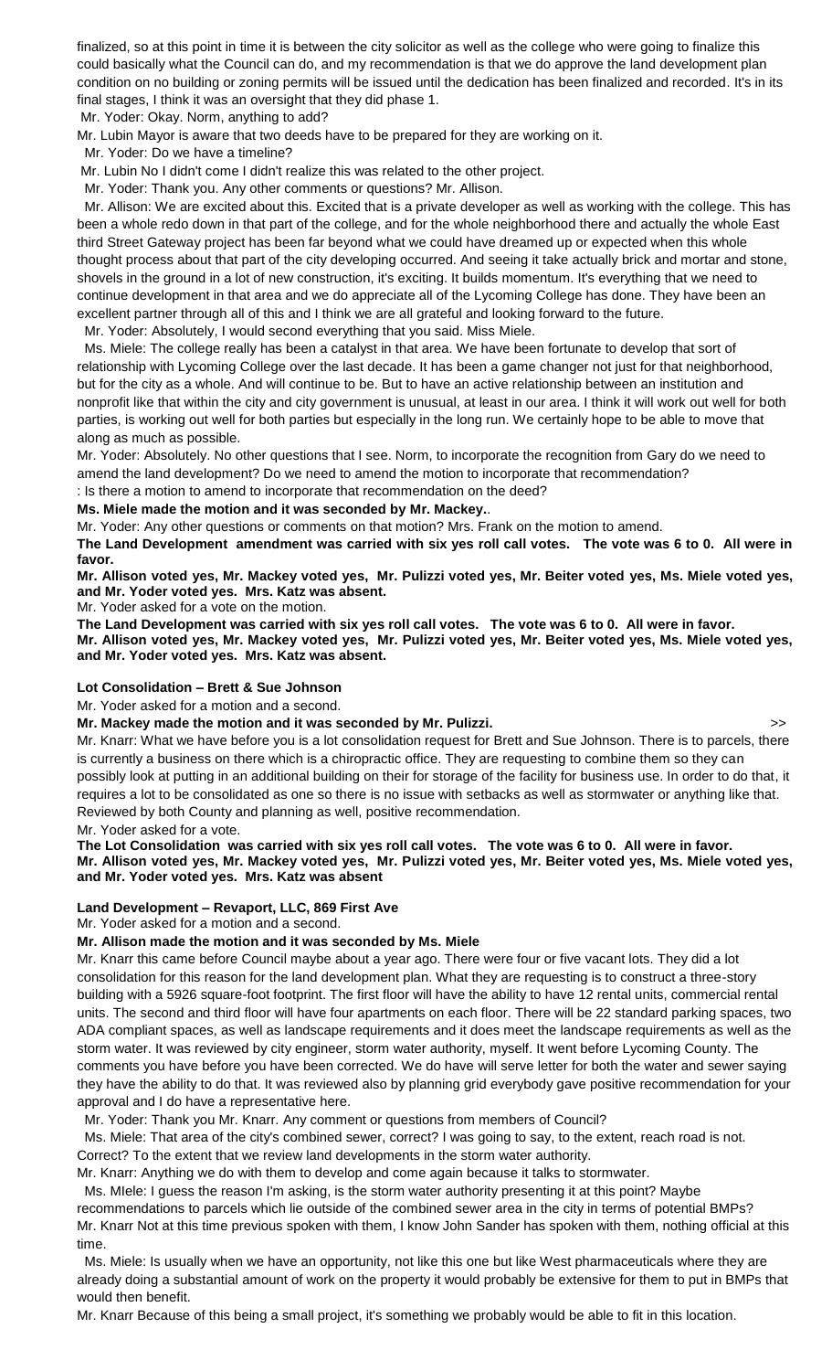finalized, so at this point in time it is between the city solicitor as well as the college who were going to finalize this could basically what the Council can do, and my recommendation is that we do approve the land development plan condition on no building or zoning permits will be issued until the dedication has been finalized and recorded. It's in its final stages, I think it was an oversight that they did phase 1.

Mr. Yoder: Okay. Norm, anything to add?

Mr. Lubin Mayor is aware that two deeds have to be prepared for they are working on it.

Mr. Yoder: Do we have a timeline?

Mr. Lubin No I didn't come I didn't realize this was related to the other project.

Mr. Yoder: Thank you. Any other comments or questions? Mr. Allison.

Mr. Allison: We are excited about this. Excited that is a private developer as well as working with the college. This has been a whole redo down in that part of the college, and for the whole neighborhood there and actually the whole East third Street Gateway project has been far beyond what we could have dreamed up or expected when this whole thought process about that part of the city developing occurred. And seeing it take actually brick and mortar and stone, shovels in the ground in a lot of new construction, it's exciting. It builds momentum. It's everything that we need to continue development in that area and we do appreciate all of the Lycoming College has done. They have been an excellent partner through all of this and I think we are all grateful and looking forward to the future.

Mr. Yoder: Absolutely, I would second everything that you said. Miss Miele.

Ms. Miele: The college really has been a catalyst in that area. We have been fortunate to develop that sort of relationship with Lycoming College over the last decade. It has been a game changer not just for that neighborhood, but for the city as a whole. And will continue to be. But to have an active relationship between an institution and nonprofit like that within the city and city government is unusual, at least in our area. I think it will work out well for both parties, is working out well for both parties but especially in the long run. We certainly hope to be able to move that along as much as possible.

Mr. Yoder: Absolutely. No other questions that I see. Norm, to incorporate the recognition from Gary do we need to amend the land development? Do we need to amend the motion to incorporate that recommendation?

: Is there a motion to amend to incorporate that recommendation on the deed?

**Ms. Miele made the motion and it was seconded by Mr. Mackey.**.

Mr. Yoder: Any other questions or comments on that motion? Mrs. Frank on the motion to amend.

**The Land Development amendment was carried with six yes roll call votes. The vote was 6 to 0. All were in favor.**

**Mr. Allison voted yes, Mr. Mackey voted yes, Mr. Pulizzi voted yes, Mr. Beiter voted yes, Ms. Miele voted yes, and Mr. Yoder voted yes. Mrs. Katz was absent.**

Mr. Yoder asked for a vote on the motion.

**The Land Development was carried with six yes roll call votes. The vote was 6 to 0. All were in favor.**
**Mr. Allison voted yes, Mr. Mackey voted yes, Mr. Pulizzi voted yes, Mr. Beiter voted yes, Ms. Miele voted yes, and Mr. Yoder voted yes. Mrs. Katz was absent.**

**Lot Consolidation – Brett & Sue Johnson**

Mr. Yoder asked for a motion and a second.

**Mr. Mackey made the motion and it was seconded by Mr. Pulizzi.** >>

Mr. Knarr: What we have before you is a lot consolidation request for Brett and Sue Johnson. There is to parcels, there is currently a business on there which is a chiropractic office. They are requesting to combine them so they can possibly look at putting in an additional building on their for storage of the facility for business use. In order to do that, it requires a lot to be consolidated as one so there is no issue with setbacks as well as stormwater or anything like that. Reviewed by both County and planning as well, positive recommendation.

Mr. Yoder asked for a vote.

**The Lot Consolidation was carried with six yes roll call votes. The vote was 6 to 0. All were in favor.**
**Mr. Allison voted yes, Mr. Mackey voted yes, Mr. Pulizzi voted yes, Mr. Beiter voted yes, Ms. Miele voted yes, and Mr. Yoder voted yes. Mrs. Katz was absent**

**Land Development – Revaport, LLC, 869 First Ave**

Mr. Yoder asked for a motion and a second.

**Mr. Allison made the motion and it was seconded by Ms. Miele**

Mr. Knarr this came before Council maybe about a year ago. There were four or five vacant lots. They did a lot consolidation for this reason for the land development plan. What they are requesting is to construct a three-story building with a 5926 square-foot footprint. The first floor will have the ability to have 12 rental units, commercial rental units. The second and third floor will have four apartments on each floor. There will be 22 standard parking spaces, two ADA compliant spaces, as well as landscape requirements and it does meet the landscape requirements as well as the storm water. It was reviewed by city engineer, storm water authority, myself. It went before Lycoming County. The comments you have before you have been corrected. We do have will serve letter for both the water and sewer saying they have the ability to do that. It was reviewed also by planning grid everybody gave positive recommendation for your approval and I do have a representative here.

Mr. Yoder: Thank you Mr. Knarr. Any comment or questions from members of Council?

Ms. Miele: That area of the city's combined sewer, correct? I was going to say, to the extent, reach road is not. Correct? To the extent that we review land developments in the storm water authority.

Mr. Knarr: Anything we do with them to develop and come again because it talks to stormwater.

Ms. MIele: I guess the reason I'm asking, is the storm water authority presenting it at this point? Maybe recommendations to parcels which lie outside of the combined sewer area in the city in terms of potential BMPs?

Mr. Knarr Not at this time previous spoken with them, I know John Sander has spoken with them, nothing official at this time.

Ms. Miele: Is usually when we have an opportunity, not like this one but like West pharmaceuticals where they are already doing a substantial amount of work on the property it would probably be extensive for them to put in BMPs that would then benefit.

Mr. Knarr Because of this being a small project, it's something we probably would be able to fit in this location.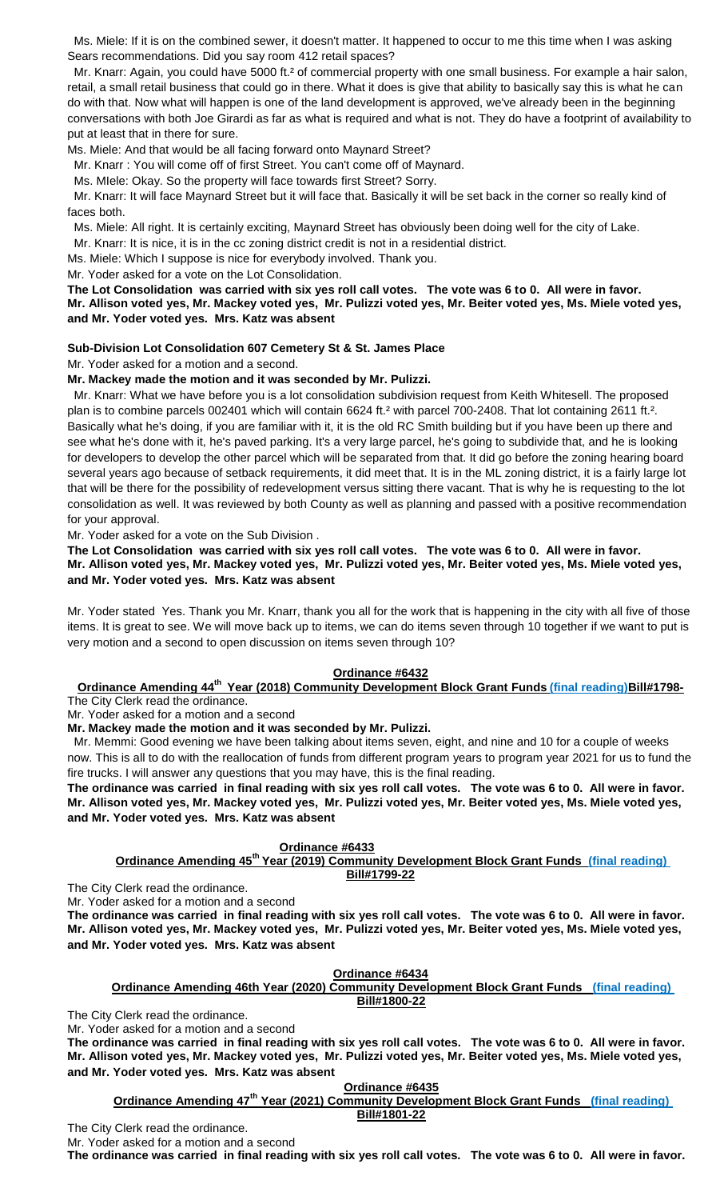Ms. Miele: If it is on the combined sewer, it doesn't matter. It happened to occur to me this time when I was asking Sears recommendations. Did you say room 412 retail spaces?

Mr. Knarr: Again, you could have 5000 ft.² of commercial property with one small business. For example a hair salon, retail, a small retail business that could go in there. What it does is give that ability to basically say this is what he can do with that. Now what will happen is one of the land development is approved, we've already been in the beginning conversations with both Joe Girardi as far as what is required and what is not. They do have a footprint of availability to put at least that in there for sure.

Ms. Miele: And that would be all facing forward onto Maynard Street?

Mr. Knarr : You will come off of first Street. You can't come off of Maynard.

Ms. MIele: Okay. So the property will face towards first Street? Sorry.

Mr. Knarr: It will face Maynard Street but it will face that. Basically it will be set back in the corner so really kind of faces both.

Ms. Miele: All right. It is certainly exciting, Maynard Street has obviously been doing well for the city of Lake.

Mr. Knarr: It is nice, it is in the cc zoning district credit is not in a residential district.

Ms. Miele: Which I suppose is nice for everybody involved. Thank you.

Mr. Yoder asked for a vote on the Lot Consolidation.

**The Lot Consolidation was carried with six yes roll call votes. The vote was 6 to 0. All were in favor. Mr. Allison voted yes, Mr. Mackey voted yes, Mr. Pulizzi voted yes, Mr. Beiter voted yes, Ms. Miele voted yes, and Mr. Yoder voted yes. Mrs. Katz was absent**

**Sub-Division Lot Consolidation 607 Cemetery St & St. James Place**

Mr. Yoder asked for a motion and a second.

**Mr. Mackey made the motion and it was seconded by Mr. Pulizzi.**

Mr. Knarr: What we have before you is a lot consolidation subdivision request from Keith Whitesell. The proposed plan is to combine parcels 002401 which will contain 6624 ft.² with parcel 700-2408. That lot containing 2611 ft.². Basically what he's doing, if you are familiar with it, it is the old RC Smith building but if you have been up there and see what he's done with it, he's paved parking. It's a very large parcel, he's going to subdivide that, and he is looking for developers to develop the other parcel which will be separated from that. It did go before the zoning hearing board several years ago because of setback requirements, it did meet that. It is in the ML zoning district, it is a fairly large lot that will be there for the possibility of redevelopment versus sitting there vacant. That is why he is requesting to the lot consolidation as well. It was reviewed by both County as well as planning and passed with a positive recommendation for your approval.

Mr. Yoder asked for a vote on the Sub Division .

**The Lot Consolidation was carried with six yes roll call votes. The vote was 6 to 0. All were in favor. Mr. Allison voted yes, Mr. Mackey voted yes, Mr. Pulizzi voted yes, Mr. Beiter voted yes, Ms. Miele voted yes, and Mr. Yoder voted yes. Mrs. Katz was absent**

Mr. Yoder stated Yes. Thank you Mr. Knarr, thank you all for the work that is happening in the city with all five of those items. It is great to see. We will move back up to items, we can do items seven through 10 together if we want to put is very motion and a second to open discussion on items seven through 10?

**Ordinance #6432**

**Ordinance Amending 44th Year (2018) Community Development Block Grant Funds (final reading) Bill#1798-**

The City Clerk read the ordinance.

Mr. Yoder asked for a motion and a second

**Mr. Mackey made the motion and it was seconded by Mr. Pulizzi.**

Mr. Memmi: Good evening we have been talking about items seven, eight, and nine and 10 for a couple of weeks now. This is all to do with the reallocation of funds from different program years to program year 2021 for us to fund the fire trucks. I will answer any questions that you may have, this is the final reading.

**The ordinance was carried in final reading with six yes roll call votes. The vote was 6 to 0. All were in favor. Mr. Allison voted yes, Mr. Mackey voted yes, Mr. Pulizzi voted yes, Mr. Beiter voted yes, Ms. Miele voted yes, and Mr. Yoder voted yes. Mrs. Katz was absent**

**Ordinance #6433**

**Ordinance Amending 45th Year (2019) Community Development Block Grant Funds (final reading) Bill#1799-22**

The City Clerk read the ordinance.

Mr. Yoder asked for a motion and a second

**The ordinance was carried in final reading with six yes roll call votes. The vote was 6 to 0. All were in favor. Mr. Allison voted yes, Mr. Mackey voted yes, Mr. Pulizzi voted yes, Mr. Beiter voted yes, Ms. Miele voted yes, and Mr. Yoder voted yes. Mrs. Katz was absent**

**Ordinance #6434**

**Ordinance Amending 46th Year (2020) Community Development Block Grant Funds (final reading) Bill#1800-22**

The City Clerk read the ordinance.

Mr. Yoder asked for a motion and a second

**The ordinance was carried in final reading with six yes roll call votes. The vote was 6 to 0. All were in favor. Mr. Allison voted yes, Mr. Mackey voted yes, Mr. Pulizzi voted yes, Mr. Beiter voted yes, Ms. Miele voted yes, and Mr. Yoder voted yes. Mrs. Katz was absent**

**Ordinance #6435**

**Ordinance Amending 47th Year (2021) Community Development Block Grant Funds (final reading) Bill#1801-22**

The City Clerk read the ordinance.

Mr. Yoder asked for a motion and a second

**The ordinance was carried in final reading with six yes roll call votes. The vote was 6 to 0. All were in favor.**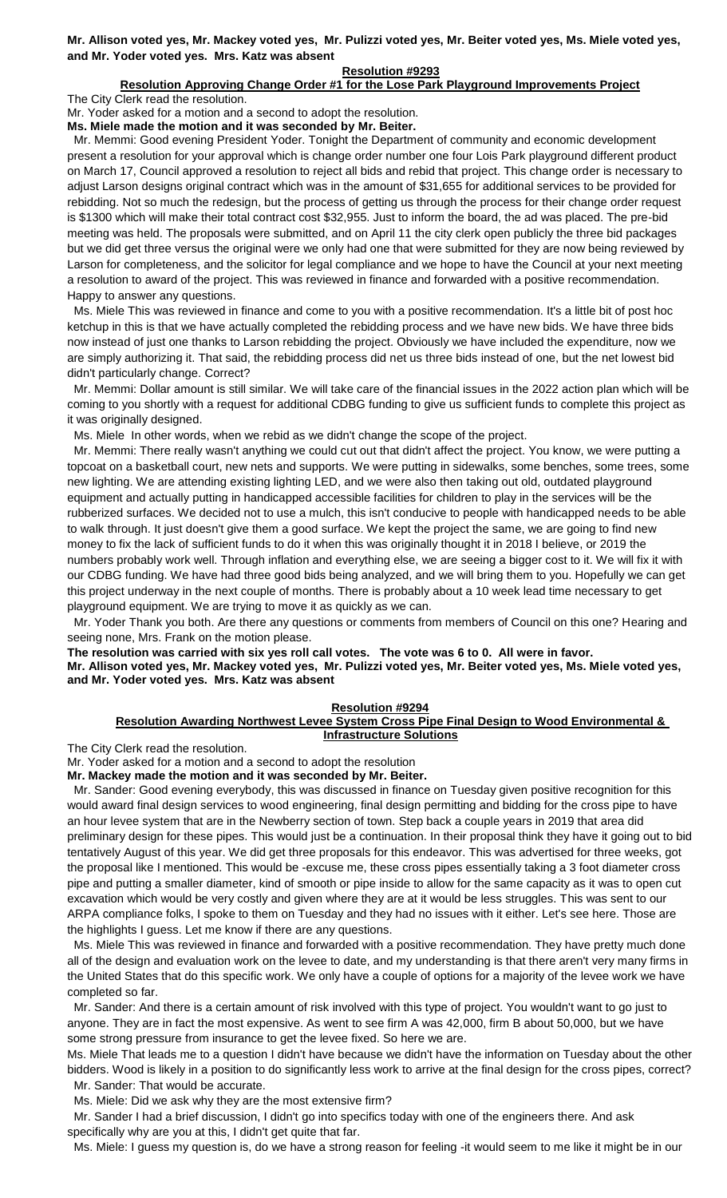**Mr. Allison voted yes, Mr. Mackey voted yes, Mr. Pulizzi voted yes, Mr. Beiter voted yes, Ms. Miele voted yes, and Mr. Yoder voted yes. Mrs. Katz was absent**

**Resolution #9293**

**Resolution Approving Change Order #1 for the Lose Park Playground Improvements Project**

The City Clerk read the resolution.

Mr. Yoder asked for a motion and a second to adopt the resolution.

**Ms. Miele made the motion and it was seconded by Mr. Beiter.**

Mr. Memmi: Good evening President Yoder. Tonight the Department of community and economic development present a resolution for your approval which is change order number one four Lois Park playground different product on March 17, Council approved a resolution to reject all bids and rebid that project. This change order is necessary to adjust Larson designs original contract which was in the amount of $31,655 for additional services to be provided for rebidding. Not so much the redesign, but the process of getting us through the process for their change order request is $1300 which will make their total contract cost $32,955. Just to inform the board, the ad was placed. The pre-bid meeting was held. The proposals were submitted, and on April 11 the city clerk open publicly the three bid packages but we did get three versus the original were we only had one that were submitted for they are now being reviewed by Larson for completeness, and the solicitor for legal compliance and we hope to have the Council at your next meeting a resolution to award of the project. This was reviewed in finance and forwarded with a positive recommendation. Happy to answer any questions.

Ms. Miele This was reviewed in finance and come to you with a positive recommendation. It's a little bit of post hoc ketchup in this is that we have actually completed the rebidding process and we have new bids. We have three bids now instead of just one thanks to Larson rebidding the project. Obviously we have included the expenditure, now we are simply authorizing it. That said, the rebidding process did net us three bids instead of one, but the net lowest bid didn't particularly change. Correct?

Mr. Memmi: Dollar amount is still similar. We will take care of the financial issues in the 2022 action plan which will be coming to you shortly with a request for additional CDBG funding to give us sufficient funds to complete this project as it was originally designed.

Ms. Miele In other words, when we rebid as we didn't change the scope of the project.

Mr. Memmi: There really wasn't anything we could cut out that didn't affect the project. You know, we were putting a topcoat on a basketball court, new nets and supports. We were putting in sidewalks, some benches, some trees, some new lighting. We are attending existing lighting LED, and we were also then taking out old, outdated playground equipment and actually putting in handicapped accessible facilities for children to play in the services will be the rubberized surfaces. We decided not to use a mulch, this isn't conducive to people with handicapped needs to be able to walk through. It just doesn't give them a good surface. We kept the project the same, we are going to find new money to fix the lack of sufficient funds to do it when this was originally thought it in 2018 I believe, or 2019 the numbers probably work well. Through inflation and everything else, we are seeing a bigger cost to it. We will fix it with our CDBG funding. We have had three good bids being analyzed, and we will bring them to you. Hopefully we can get this project underway in the next couple of months. There is probably about a 10 week lead time necessary to get playground equipment. We are trying to move it as quickly as we can.

Mr. Yoder Thank you both. Are there any questions or comments from members of Council on this one? Hearing and seeing none, Mrs. Frank on the motion please.

**The resolution was carried with six yes roll call votes. The vote was 6 to 0. All were in favor.**
**Mr. Allison voted yes, Mr. Mackey voted yes, Mr. Pulizzi voted yes, Mr. Beiter voted yes, Ms. Miele voted yes, and Mr. Yoder voted yes. Mrs. Katz was absent**

**Resolution #9294**

**Resolution Awarding Northwest Levee System Cross Pipe Final Design to Wood Environmental & Infrastructure Solutions**

The City Clerk read the resolution.

Mr. Yoder asked for a motion and a second to adopt the resolution

**Mr. Mackey made the motion and it was seconded by Mr. Beiter.**

Mr. Sander: Good evening everybody, this was discussed in finance on Tuesday given positive recognition for this would award final design services to wood engineering, final design permitting and bidding for the cross pipe to have an hour levee system that are in the Newberry section of town. Step back a couple years in 2019 that area did preliminary design for these pipes. This would just be a continuation. In their proposal think they have it going out to bid tentatively August of this year. We did get three proposals for this endeavor. This was advertised for three weeks, got the proposal like I mentioned. This would be -excuse me, these cross pipes essentially taking a 3 foot diameter cross pipe and putting a smaller diameter, kind of smooth or pipe inside to allow for the same capacity as it was to open cut excavation which would be very costly and given where they are at it would be less struggles. This was sent to our ARPA compliance folks, I spoke to them on Tuesday and they had no issues with it either. Let's see here. Those are the highlights I guess. Let me know if there are any questions.

Ms. Miele This was reviewed in finance and forwarded with a positive recommendation. They have pretty much done all of the design and evaluation work on the levee to date, and my understanding is that there aren't very many firms in the United States that do this specific work. We only have a couple of options for a majority of the levee work we have completed so far.

Mr. Sander: And there is a certain amount of risk involved with this type of project. You wouldn't want to go just to anyone. They are in fact the most expensive. As went to see firm A was 42,000, firm B about 50,000, but we have some strong pressure from insurance to get the levee fixed. So here we are.

Ms. Miele That leads me to a question I didn't have because we didn't have the information on Tuesday about the other bidders. Wood is likely in a position to do significantly less work to arrive at the final design for the cross pipes, correct?

Mr. Sander: That would be accurate.

Ms. Miele: Did we ask why they are the most extensive firm?

Mr. Sander I had a brief discussion, I didn't go into specifics today with one of the engineers there. And ask specifically why are you at this, I didn't get quite that far.

Ms. Miele: I guess my question is, do we have a strong reason for feeling -it would seem to me like it might be in our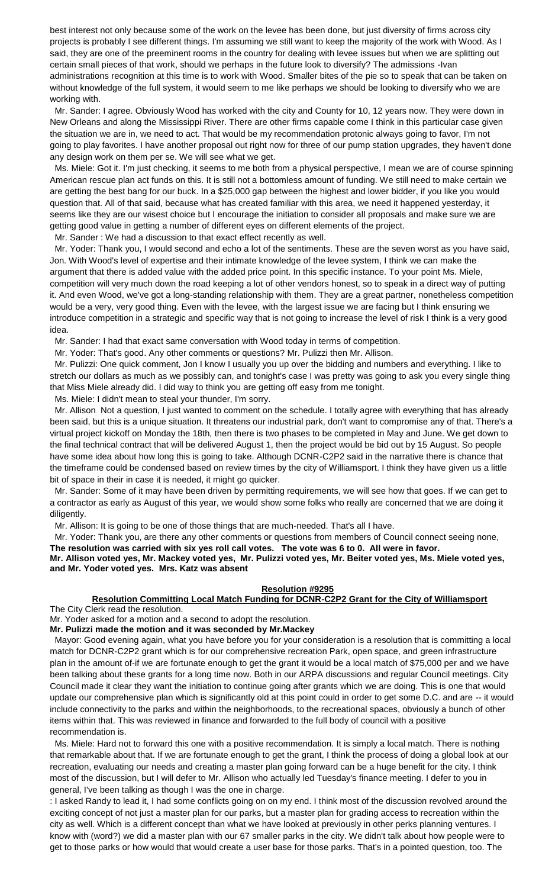best interest not only because some of the work on the levee has been done, but just diversity of firms across city projects is probably I see different things. I'm assuming we still want to keep the majority of the work with Wood. As I said, they are one of the preeminent rooms in the country for dealing with levee issues but when we are splitting out certain small pieces of that work, should we perhaps in the future look to diversify? The admissions -Ivan administrations recognition at this time is to work with Wood. Smaller bites of the pie so to speak that can be taken on without knowledge of the full system, it would seem to me like perhaps we should be looking to diversify who we are working with.

Mr. Sander: I agree. Obviously Wood has worked with the city and County for 10, 12 years now. They were down in New Orleans and along the Mississippi River. There are other firms capable come I think in this particular case given the situation we are in, we need to act. That would be my recommendation protonic always going to favor, I'm not going to play favorites. I have another proposal out right now for three of our pump station upgrades, they haven't done any design work on them per se. We will see what we get.

Ms. Miele: Got it. I'm just checking, it seems to me both from a physical perspective, I mean we are of course spinning American rescue plan act funds on this. It is still not a bottomless amount of funding. We still need to make certain we are getting the best bang for our buck. In a $25,000 gap between the highest and lower bidder, if you like you would question that. All of that said, because what has created familiar with this area, we need it happened yesterday, it seems like they are our wisest choice but I encourage the initiation to consider all proposals and make sure we are getting good value in getting a number of different eyes on different elements of the project.

Mr. Sander : We had a discussion to that exact effect recently as well.

Mr. Yoder: Thank you, I would second and echo a lot of the sentiments. These are the seven worst as you have said, Jon. With Wood's level of expertise and their intimate knowledge of the levee system, I think we can make the argument that there is added value with the added price point. In this specific instance. To your point Ms. Miele, competition will very much down the road keeping a lot of other vendors honest, so to speak in a direct way of putting it. And even Wood, we've got a long-standing relationship with them. They are a great partner, nonetheless competition would be a very, very good thing. Even with the levee, with the largest issue we are facing but I think ensuring we introduce competition in a strategic and specific way that is not going to increase the level of risk I think is a very good idea.

Mr. Sander: I had that exact same conversation with Wood today in terms of competition.

Mr. Yoder: That's good. Any other comments or questions? Mr. Pulizzi then Mr. Allison.

Mr. Pulizzi: One quick comment, Jon I know I usually you up over the bidding and numbers and everything. I like to stretch our dollars as much as we possibly can, and tonight's case I was pretty was going to ask you every single thing that Miss Miele already did. I did way to think you are getting off easy from me tonight.

Ms. Miele: I didn't mean to steal your thunder, I'm sorry.

Mr. Allison Not a question, I just wanted to comment on the schedule. I totally agree with everything that has already been said, but this is a unique situation. It threatens our industrial park, don't want to compromise any of that. There's a virtual project kickoff on Monday the 18th, then there is two phases to be completed in May and June. We get down to the final technical contract that will be delivered August 1, then the project would be bid out by 15 August. So people have some idea about how long this is going to take. Although DCNR-C2P2 said in the narrative there is chance that the timeframe could be condensed based on review times by the city of Williamsport. I think they have given us a little bit of space in their in case it is needed, it might go quicker.

Mr. Sander: Some of it may have been driven by permitting requirements, we will see how that goes. If we can get to a contractor as early as August of this year, we would show some folks who really are concerned that we are doing it diligently.

Mr. Allison: It is going to be one of those things that are much-needed. That's all I have.

Mr. Yoder: Thank you, are there any other comments or questions from members of Council connect seeing none,
**The resolution was carried with six yes roll call votes. The vote was 6 to 0. All were in favor.**
**Mr. Allison voted yes, Mr. Mackey voted yes, Mr. Pulizzi voted yes, Mr. Beiter voted yes, Ms. Miele voted yes, and Mr. Yoder voted yes. Mrs. Katz was absent**

**Resolution #9295**

**Resolution Committing Local Match Funding for DCNR-C2P2 Grant for the City of Williamsport**

The City Clerk read the resolution.

Mr. Yoder asked for a motion and a second to adopt the resolution.

**Mr. Pulizzi made the motion and it was seconded by Mr.Mackey**

Mayor: Good evening again, what you have before you for your consideration is a resolution that is committing a local match for DCNR-C2P2 grant which is for our comprehensive recreation Park, open space, and green infrastructure plan in the amount of-if we are fortunate enough to get the grant it would be a local match of $75,000 per and we have been talking about these grants for a long time now. Both in our ARPA discussions and regular Council meetings. City Council made it clear they want the initiation to continue going after grants which we are doing. This is one that would update our comprehensive plan which is significantly old at this point could in order to get some D.C. and are -- it would include connectivity to the parks and within the neighborhoods, to the recreational spaces, obviously a bunch of other items within that. This was reviewed in finance and forwarded to the full body of council with a positive recommendation is.

Ms. Miele: Hard not to forward this one with a positive recommendation. It is simply a local match. There is nothing that remarkable about that. If we are fortunate enough to get the grant, I think the process of doing a global look at our recreation, evaluating our needs and creating a master plan going forward can be a huge benefit for the city. I think most of the discussion, but I will defer to Mr. Allison who actually led Tuesday's finance meeting. I defer to you in general, I've been talking as though I was the one in charge.

: I asked Randy to lead it, I had some conflicts going on on my end. I think most of the discussion revolved around the exciting concept of not just a master plan for our parks, but a master plan for grading access to recreation within the city as well. Which is a different concept than what we have looked at previously in other perks planning ventures. I know with (word?) we did a master plan with our 67 smaller parks in the city. We didn't talk about how people were to get to those parks or how would that would create a user base for those parks. That's in a pointed question, too. The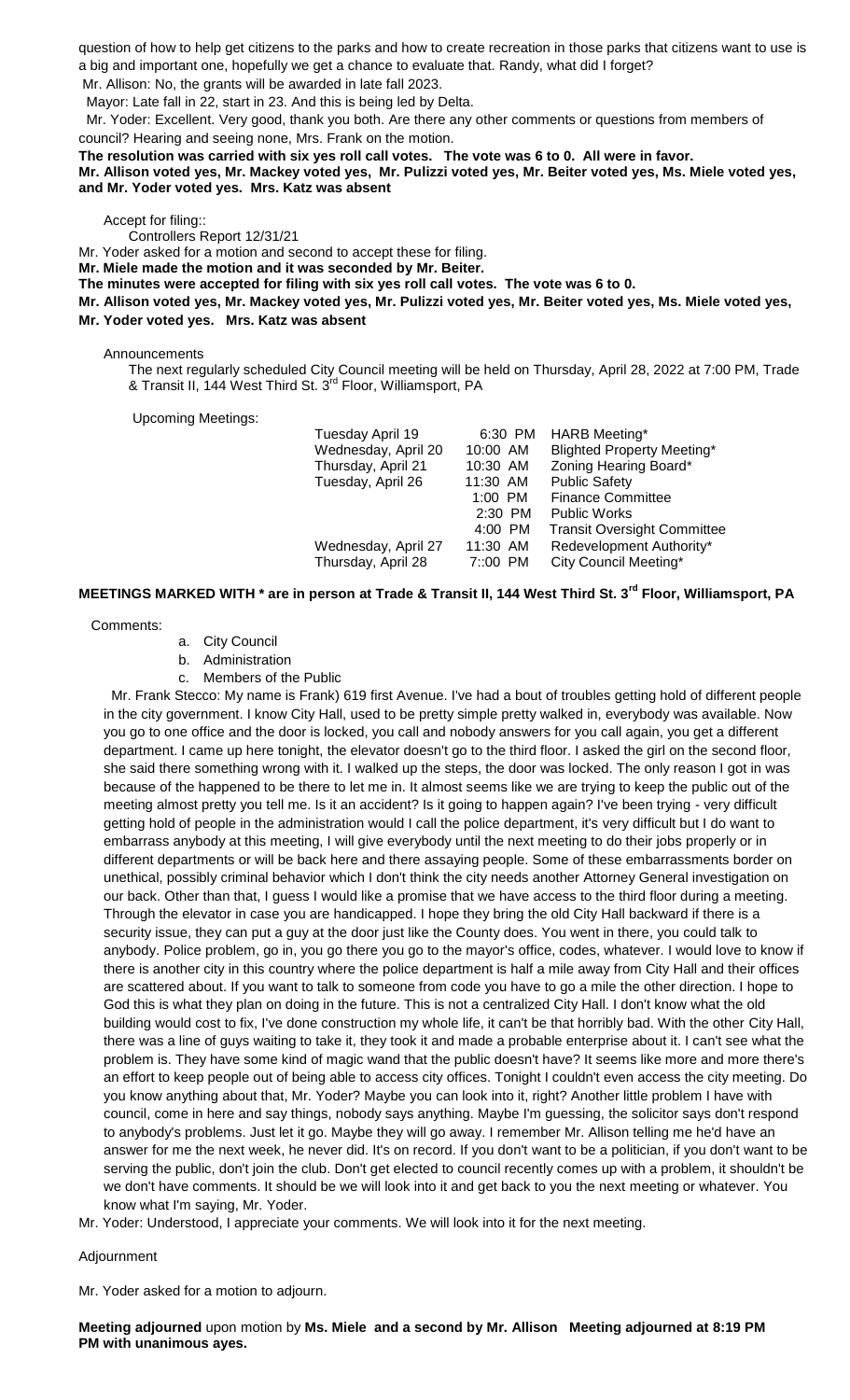question of how to help get citizens to the parks and how to create recreation in those parks that citizens want to use is a big and important one, hopefully we get a chance to evaluate that. Randy, what did I forget?

Mr. Allison: No, the grants will be awarded in late fall 2023.

Mayor: Late fall in 22, start in 23. And this is being led by Delta.

Mr. Yoder: Excellent. Very good, thank you both. Are there any other comments or questions from members of council? Hearing and seeing none, Mrs. Frank on the motion.

**The resolution was carried with six yes roll call votes. The vote was 6 to 0. All were in favor.**
**Mr. Allison voted yes, Mr. Mackey voted yes, Mr. Pulizzi voted yes, Mr. Beiter voted yes, Ms. Miele voted yes, and Mr. Yoder voted yes. Mrs. Katz was absent**

Accept for filing::

Controllers Report 12/31/21

Mr. Yoder asked for a motion and second to accept these for filing.

**Mr. Miele made the motion and it was seconded by Mr. Beiter.**
**The minutes were accepted for filing with six yes roll call votes. The vote was 6 to 0.**
**Mr. Allison voted yes, Mr. Mackey voted yes, Mr. Pulizzi voted yes, Mr. Beiter voted yes, Ms. Miele voted yes, Mr. Yoder voted yes. Mrs. Katz was absent**

Announcements

The next regularly scheduled City Council meeting will be held on Thursday, April 28, 2022 at 7:00 PM, Trade & Transit II, 144 West Third St. 3rd Floor, Williamsport, PA

Upcoming Meetings:

| | | |
|---|---|---|
| Tuesday April 19 | 6:30 PM | HARB Meeting* |
| Wednesday, April 20 | 10:00 AM | Blighted Property Meeting* |
| Thursday, April 21 | 10:30 AM | Zoning Hearing Board* |
| Tuesday, April 26 | 11:30 AM | Public Safety |
| | 1:00 PM | Finance Committee |
| | 2:30 PM | Public Works |
| | 4:00 PM | Transit Oversight Committee |
| Wednesday, April 27 | 11:30 AM | Redevelopment Authority* |
| Thursday, April 28 | 7::00 PM | City Council Meeting* |

**MEETINGS MARKED WITH * are in person at Trade & Transit II, 144 West Third St. 3rd Floor, Williamsport, PA**

Comments:

a. City Council
b. Administration
c. Members of the Public

Mr. Frank Stecco: My name is Frank) 619 first Avenue. I've had a bout of troubles getting hold of different people in the city government. I know City Hall, used to be pretty simple pretty walked in, everybody was available. Now you go to one office and the door is locked, you call and nobody answers for you call again, you get a different department. I came up here tonight, the elevator doesn't go to the third floor. I asked the girl on the second floor, she said there something wrong with it. I walked up the steps, the door was locked. The only reason I got in was because of the happened to be there to let me in. It almost seems like we are trying to keep the public out of the meeting almost pretty you tell me. Is it an accident? Is it going to happen again? I've been trying - very difficult getting hold of people in the administration would I call the police department, it's very difficult but I do want to embarrass anybody at this meeting, I will give everybody until the next meeting to do their jobs properly or in different departments or will be back here and there assaying people. Some of these embarrassments border on unethical, possibly criminal behavior which I don't think the city needs another Attorney General investigation on our back. Other than that, I guess I would like a promise that we have access to the third floor during a meeting. Through the elevator in case you are handicapped. I hope they bring the old City Hall backward if there is a security issue, they can put a guy at the door just like the County does. You went in there, you could talk to anybody. Police problem, go in, you go there you go to the mayor's office, codes, whatever. I would love to know if there is another city in this country where the police department is half a mile away from City Hall and their offices are scattered about. If you want to talk to someone from code you have to go a mile the other direction. I hope to God this is what they plan on doing in the future. This is not a centralized City Hall. I don't know what the old building would cost to fix, I've done construction my whole life, it can't be that horribly bad. With the other City Hall, there was a line of guys waiting to take it, they took it and made a probable enterprise about it. I can't see what the problem is. They have some kind of magic wand that the public doesn't have? It seems like more and more there's an effort to keep people out of being able to access city offices. Tonight I couldn't even access the city meeting. Do you know anything about that, Mr. Yoder? Maybe you can look into it, right? Another little problem I have with council, come in here and say things, nobody says anything. Maybe I'm guessing, the solicitor says don't respond to anybody's problems. Just let it go. Maybe they will go away. I remember Mr. Allison telling me he'd have an answer for me the next week, he never did. It's on record. If you don't want to be a politician, if you don't want to be serving the public, don't join the club. Don't get elected to council recently comes up with a problem, it shouldn't be we don't have comments. It should be we will look into it and get back to you the next meeting or whatever. You know what I'm saying, Mr. Yoder.

Mr. Yoder: Understood, I appreciate your comments. We will look into it for the next meeting.

Adjournment

Mr. Yoder asked for a motion to adjourn.

**Meeting adjourned** upon motion by **Ms. Miele and a second by Mr. Allison Meeting adjourned at 8:19 PM PM with unanimous ayes.**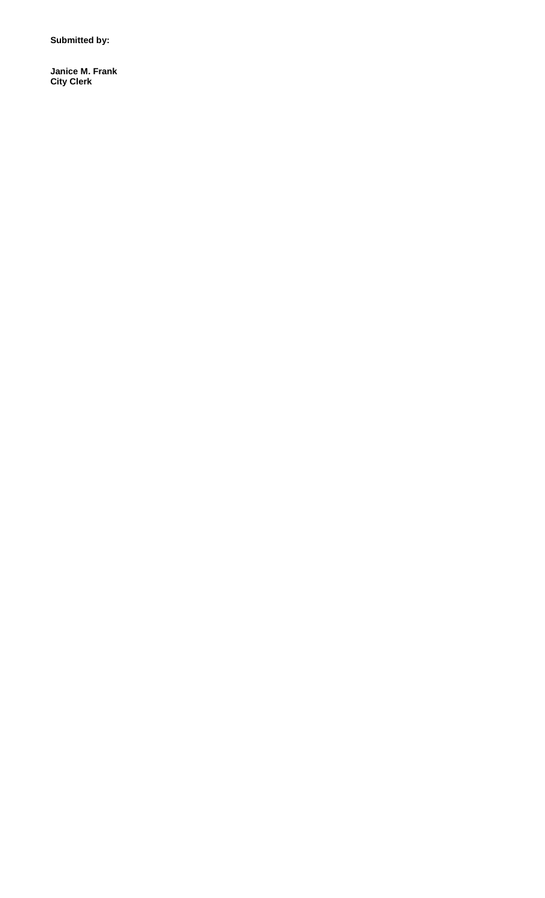**Submitted by:**

**Janice M. Frank**
**City Clerk**